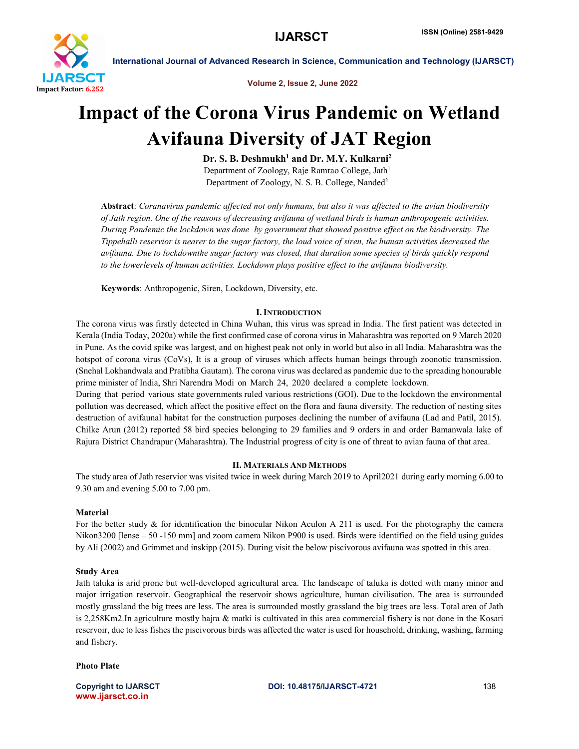# Impact of the Corona Virus Pandemic on Wetland Avifauna Diversity of JAT Region

**Dr. S. B. Deshmukh[1] and Dr. M.Y. Kulkarni[2]**

Department of Zoology, Raje Ramrao College, Jath[1]

Department of Zoology, N. S. B. College, Nanded[2]

**Abstract**: *Coranavirus pandemic affected not only humans, but also it was affected to the avian biodiversity of Jath region. One of the reasons of decreasing avifauna of wetland birds is human anthropogenic activities. During Pandemic the lockdown was done by government that showed positive effect on the biodiversity. The Tippehalli reservior is nearer to the sugar factory, the loud voice of siren, the human activities decreased the avifauna. Due to lockdownthe sugar factory was closed, that duration some species of birds quickly respond to the lowerlevels of human activities. Lockdown plays positive effect to the avifauna biodiversity.*

**Keywords**: Anthropogenic, Siren, Lockdown, Diversity, etc.

## I. Introduction

The corona virus was firstly detected in China Wuhan, this virus was spread in India. The first patient was detected in Kerala (India Today, 2020a) while the first confirmed case of corona virus in Maharashtra was reported on 9 March 2020 in Pune. As the covid spike was largest, and on highest peak not only in world but also in all India. Maharashtra was the hotspot of corona virus (CoVs), It is a group of viruses which affects human beings through zoonotic transmission. (Snehal Lokhandwala and Pratibha Gautam). The corona virus was declared as pandemic due to the spreading honourable prime minister of India, Shri Narendra Modi on March 24, 2020 declared a complete lockdown.

During that period various state governments ruled various restrictions (GOI). Due to the lockdown the environmental pollution was decreased, which affect the positive effect on the flora and fauna diversity. The reduction of nesting sites destruction of avifaunal habitat for the construction purposes declining the number of avifauna (Lad and Patil, 2015). Chilke Arun (2012) reported 58 bird species belonging to 29 families and 9 orders in and order Bamanwala lake of Rajura District Chandrapur (Maharashtra). The Industrial progress of city is one of threat to avian fauna of that area.

## II. Materials And Methods

The study area of Jath reservior was visited twice in week during March 2019 to April2021 during early morning 6.00 to 9.30 am and evening 5.00 to 7.00 pm.

### Material

For the better study & for identification the binocular Nikon Aculon A 211 is used. For the photography the camera Nikon3200 [lense – 50 -150 mm] and zoom camera Nikon P900 is used. Birds were identified on the field using guides by Ali (2002) and Grimmet and inskipp (2015). During visit the below piscivorous avifauna was spotted in this area.

### Study Area

Jath taluka is arid prone but well-developed agricultural area. The landscape of taluka is dotted with many minor and major irrigation reservoir. Geographical the reservoir shows agriculture, human civilisation. The area is surrounded mostly grassland the big trees are less. The area is surrounded mostly grassland the big trees are less. Total area of Jath is 2,258Km2.In agriculture mostly bajra & matki is cultivated in this area commercial fishery is not done in the Kosari reservoir, due to less fishes the piscivorous birds was affected the water is used for household, drinking, washing, farming and fishery.

### Photo Plate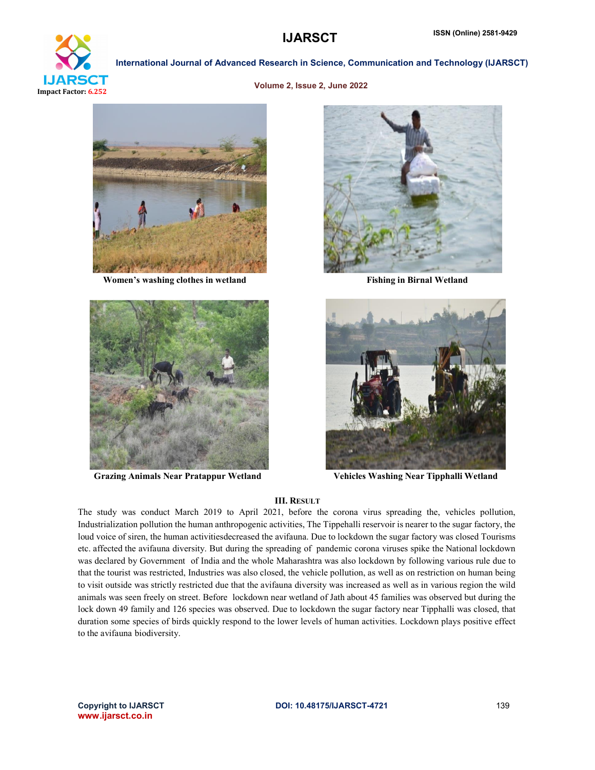Women's washing clothes in wetland

Fishing in Birnal Wetland

Grazing Animals Near Pratappur Wetland

Vehicles Washing Near Tipphalli Wetland

### III. RESULT

The study was conduct March 2019 to April 2021, before the corona virus spreading the, vehicles pollution, Industrialization pollution the human anthropogenic activities, The Tippehalli reservoir is nearer to the sugar factory, the loud voice of siren, the human activitiesdecreased the avifauna. Due to lockdown the sugar factory was closed Tourisms etc. affected the avifauna diversity. But during the spreading of pandemic corona viruses spike the National lockdown was declared by Government of India and the whole Maharashtra was also lockdown by following various rule due to that the tourist was restricted, Industries was also closed, the vehicle pollution, as well as on restriction on human being to visit outside was strictly restricted due that the avifauna diversity was increased as well as in various region the wild animals was seen freely on street. Before lockdown near wetland of Jath about 45 families was observed but during the lock down 49 family and 126 species was observed. Due to lockdown the sugar factory near Tipphalli was closed, that duration some species of birds quickly respond to the lower levels of human activities. Lockdown plays positive effect to the avifauna biodiversity.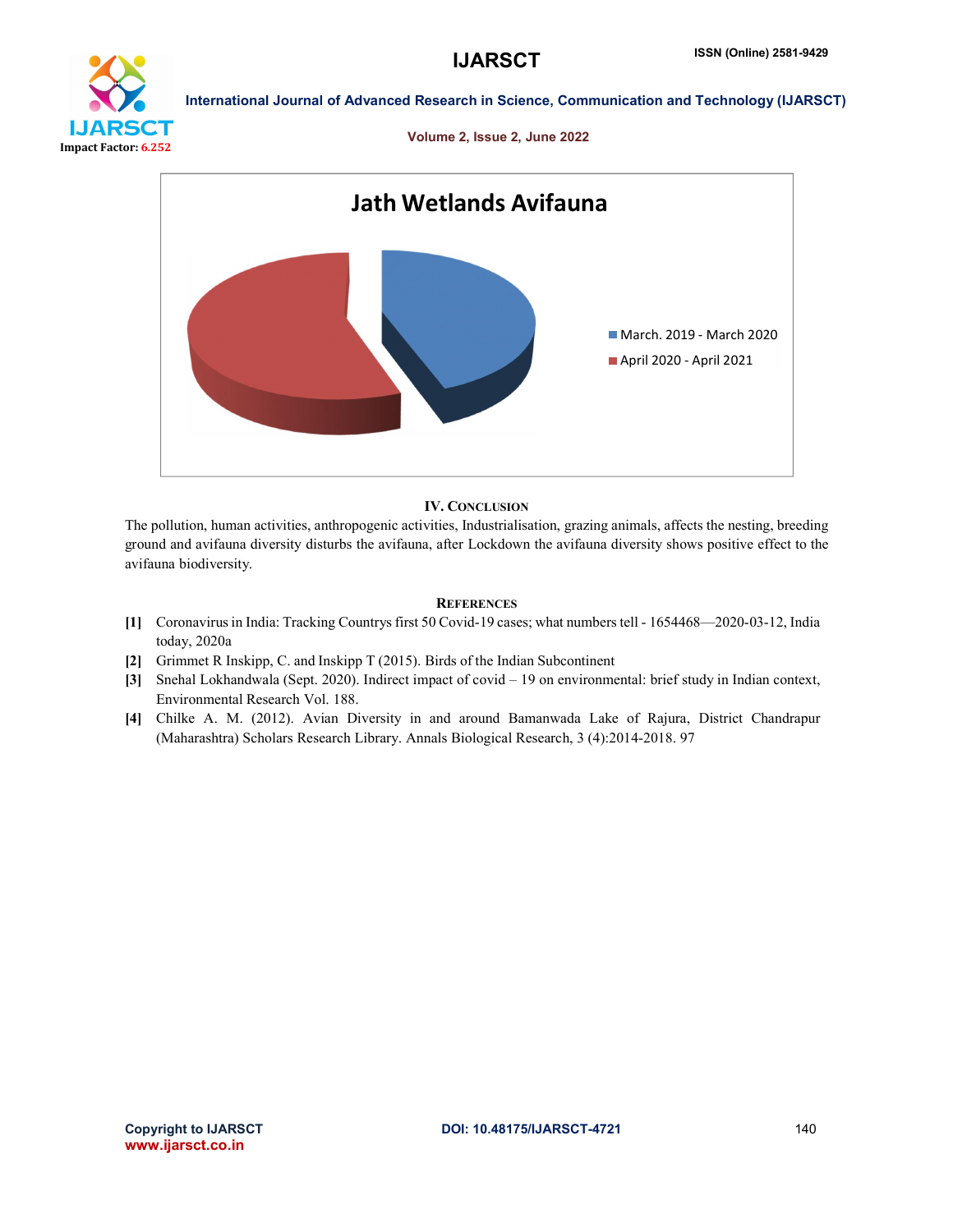Jath Wetlands Avifauna

March. 2019 - March 2020

April 2020 - April 2021

## IV. Conclusion

The pollution, human activities, anthropogenic activities, Industrialisation, grazing animals, affects the nesting, breeding ground and avifauna diversity disturbs the avifauna, after Lockdown the avifauna diversity shows positive effect to the avifauna biodiversity.

## References

[1] Coronavirus in India: Tracking Countrys first 50 Covid-19 cases; what numbers tell - 1654468—2020-03-12, India today, 2020a

[2] Grimmet R Inskipp, C. and Inskipp T (2015). Birds of the Indian Subcontinent

[3] Snehal Lokhandwala (Sept. 2020). Indirect impact of covid – 19 on environmental: brief study in Indian context, Environmental Research Vol. 188.

[4] Chilke A. M. (2012). Avian Diversity in and around Bamanwada Lake of Rajura, District Chandrapur (Maharashtra) Scholars Research Library. Annals Biological Research, 3 (4):2014-2018. 97